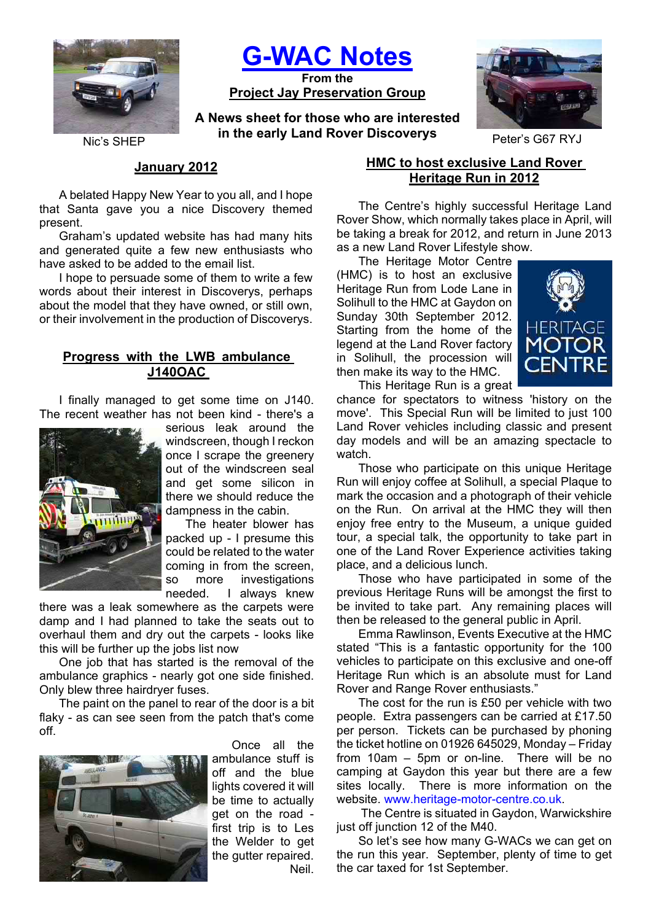# G-WAC Notes

**From the**

**Project Jay Preservation Group**

**A News sheet for those who are interested in the early Land Rover Discoverys**

Nic's SHEP

Peter's G67 RYJ

## January 2012

A belated Happy New Year to you all, and I hope that Santa gave you a nice Discovery themed present.

Graham's updated website has had many hits and generated quite a few new enthusiasts who have asked to be added to the email list.

I hope to persuade some of them to write a few words about their interest in Discoverys, perhaps about the model that they have owned, or still own, or their involvement in the production of Discoverys.

## Progress with the LWB ambulance J140OAC

I finally managed to get some time on J140. The recent weather has not been kind - there's a serious leak around the windscreen, though I reckon once I scrape the greenery out of the windscreen seal and get some silicon in there we should reduce the dampness in the cabin.

The heater blower has packed up - I presume this could be related to the water coming in from the screen, so more investigations needed. I always knew there was a leak somewhere as the carpets were damp and I had planned to take the seats out to overhaul them and dry out the carpets - looks like this will be further up the jobs list now

One job that has started is the removal of the ambulance graphics - nearly got one side finished. Only blew three hairdryer fuses.

The paint on the panel to rear of the door is a bit flaky - as can see seen from the patch that's come off.

Once all the ambulance stuff is off and the blue lights covered it will be time to actually get on the road - first trip is to Les the Welder to get the gutter repaired.

Neil.

## HMC to host exclusive Land Rover Heritage Run in 2012

The Centre's highly successful Heritage Land Rover Show, which normally takes place in April, will be taking a break for 2012, and return in June 2013 as a new Land Rover Lifestyle show.

The Heritage Motor Centre (HMC) is to host an exclusive Heritage Run from Lode Lane in Solihull to the HMC at Gaydon on Sunday 30th September 2012. Starting from the home of the legend at the Land Rover factory in Solihull, the procession will then make its way to the HMC.

HERITAGE MOTOR CENTRE

This Heritage Run is a great chance for spectators to witness 'history on the move'. This Special Run will be limited to just 100 Land Rover vehicles including classic and present day models and will be an amazing spectacle to watch.

Those who participate on this unique Heritage Run will enjoy coffee at Solihull, a special Plaque to mark the occasion and a photograph of their vehicle on the Run. On arrival at the HMC they will then enjoy free entry to the Museum, a unique guided tour, a special talk, the opportunity to take part in one of the Land Rover Experience activities taking place, and a delicious lunch.

Those who have participated in some of the previous Heritage Runs will be amongst the first to be invited to take part. Any remaining places will then be released to the general public in April.

Emma Rawlinson, Events Executive at the HMC stated "This is a fantastic opportunity for the 100 vehicles to participate on this exclusive and one-off Heritage Run which is an absolute must for Land Rover and Range Rover enthusiasts."

The cost for the run is £50 per vehicle with two people. Extra passengers can be carried at £17.50 per person. Tickets can be purchased by phoning the ticket hotline on 01926 645029, Monday – Friday from 10am – 5pm or on-line. There will be no camping at Gaydon this year but there are a few sites locally. There is more information on the website. www.heritage-motor-centre.co.uk.

The Centre is situated in Gaydon, Warwickshire just off junction 12 of the M40.

So let's see how many G-WACs we can get on the run this year. September, plenty of time to get the car taxed for 1st September.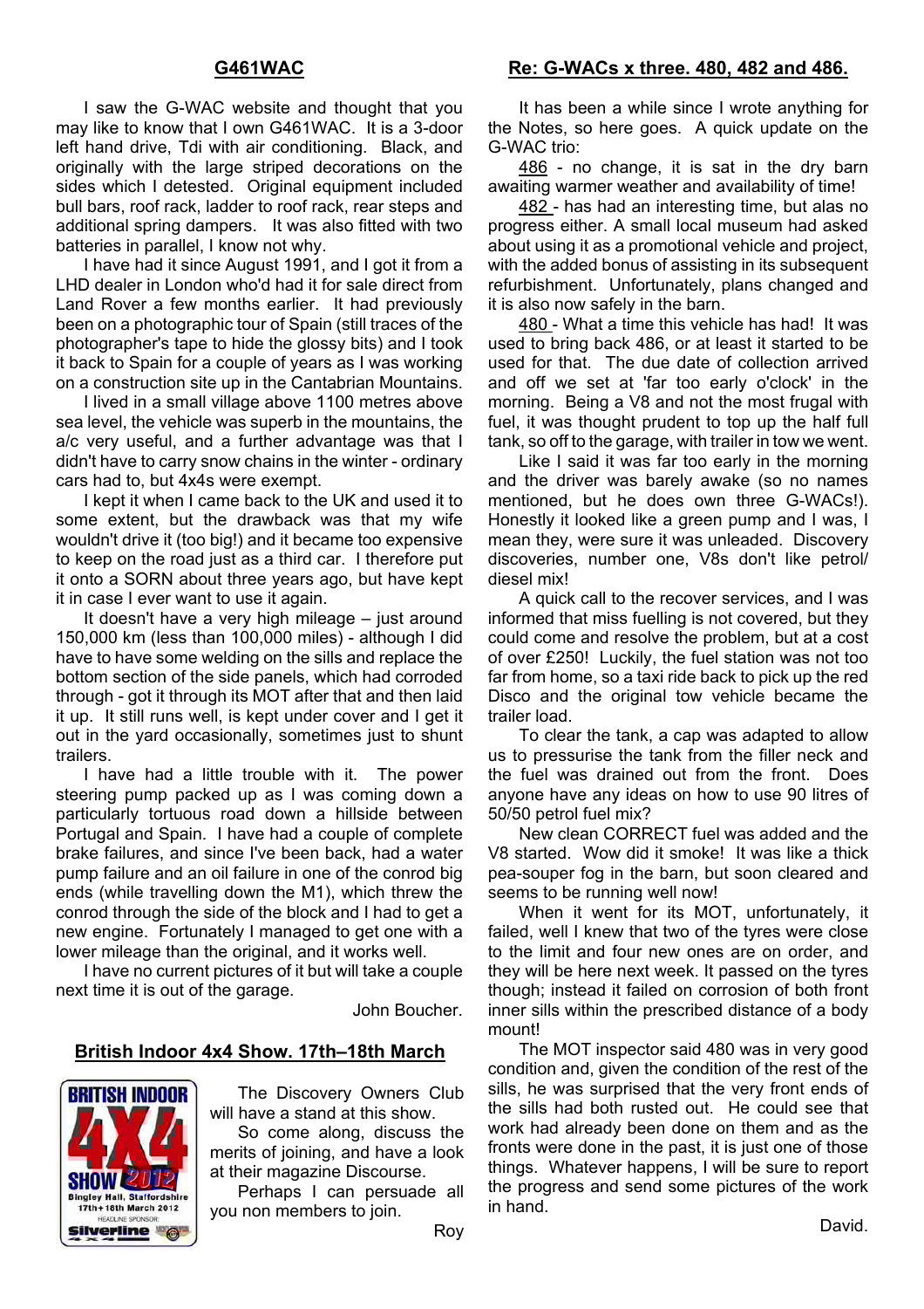## G461WAC

I saw the G-WAC website and thought that you may like to know that I own G461WAC. It is a 3-door left hand drive, Tdi with air conditioning. Black, and originally with the large striped decorations on the sides which I detested. Original equipment included bull bars, roof rack, ladder to roof rack, rear steps and additional spring dampers. It was also fitted with two batteries in parallel, I know not why.

I have had it since August 1991, and I got it from a LHD dealer in London who'd had it for sale direct from Land Rover a few months earlier. It had previously been on a photographic tour of Spain (still traces of the photographer's tape to hide the glossy bits) and I took it back to Spain for a couple of years as I was working on a construction site up in the Cantabrian Mountains.

I lived in a small village above 1100 metres above sea level, the vehicle was superb in the mountains, the a/c very useful, and a further advantage was that I didn't have to carry snow chains in the winter - ordinary cars had to, but 4x4s were exempt.

I kept it when I came back to the UK and used it to some extent, but the drawback was that my wife wouldn't drive it (too big!) and it became too expensive to keep on the road just as a third car. I therefore put it onto a SORN about three years ago, but have kept it in case I ever want to use it again.

It doesn't have a very high mileage – just around 150,000 km (less than 100,000 miles) - although I did have to have some welding on the sills and replace the bottom section of the side panels, which had corroded through - got it through its MOT after that and then laid it up. It still runs well, is kept under cover and I get it out in the yard occasionally, sometimes just to shunt trailers.

I have had a little trouble with it. The power steering pump packed up as I was coming down a particularly tortuous road down a hillside between Portugal and Spain. I have had a couple of complete brake failures, and since I've been back, had a water pump failure and an oil failure in one of the conrod big ends (while travelling down the M1), which threw the conrod through the side of the block and I had to get a new engine. Fortunately I managed to get one with a lower mileage than the original, and it works well.

I have no current pictures of it but will take a couple next time it is out of the garage.

John Boucher.

## British Indoor 4x4 Show. 17th–18th March

The Discovery Owners Club will have a stand at this show.

So come along, discuss the merits of joining, and have a look at their magazine Discourse.

Perhaps I can persuade all you non members to join.

Roy

## Re: G-WACs x three. 480, 482 and 486.

It has been a while since I wrote anything for the Notes, so here goes. A quick update on the G-WAC trio:

486 - no change, it is sat in the dry barn awaiting warmer weather and availability of time!

482 - has had an interesting time, but alas no progress either. A small local museum had asked about using it as a promotional vehicle and project, with the added bonus of assisting in its subsequent refurbishment. Unfortunately, plans changed and it is also now safely in the barn.

480 - What a time this vehicle has had! It was used to bring back 486, or at least it started to be used for that. The due date of collection arrived and off we set at 'far too early o'clock' in the morning. Being a V8 and not the most frugal with fuel, it was thought prudent to top up the half full tank, so off to the garage, with trailer in tow we went.

Like I said it was far too early in the morning and the driver was barely awake (so no names mentioned, but he does own three G-WACs!). Honestly it looked like a green pump and I was, I mean they, were sure it was unleaded. Discovery discoveries, number one, V8s don't like petrol/ diesel mix!

A quick call to the recover services, and I was informed that miss fuelling is not covered, but they could come and resolve the problem, but at a cost of over £250! Luckily, the fuel station was not too far from home, so a taxi ride back to pick up the red Disco and the original tow vehicle became the trailer load.

To clear the tank, a cap was adapted to allow us to pressurise the tank from the filler neck and the fuel was drained out from the front. Does anyone have any ideas on how to use 90 litres of 50/50 petrol fuel mix?

New clean CORRECT fuel was added and the V8 started. Wow did it smoke! It was like a thick pea-souper fog in the barn, but soon cleared and seems to be running well now!

When it went for its MOT, unfortunately, it failed, well I knew that two of the tyres were close to the limit and four new ones are on order, and they will be here next week. It passed on the tyres though; instead it failed on corrosion of both front inner sills within the prescribed distance of a body mount!

The MOT inspector said 480 was in very good condition and, given the condition of the rest of the sills, he was surprised that the very front ends of the sills had both rusted out. He could see that work had already been done on them and as the fronts were done in the past, it is just one of those things. Whatever happens, I will be sure to report the progress and send some pictures of the work in hand.

David.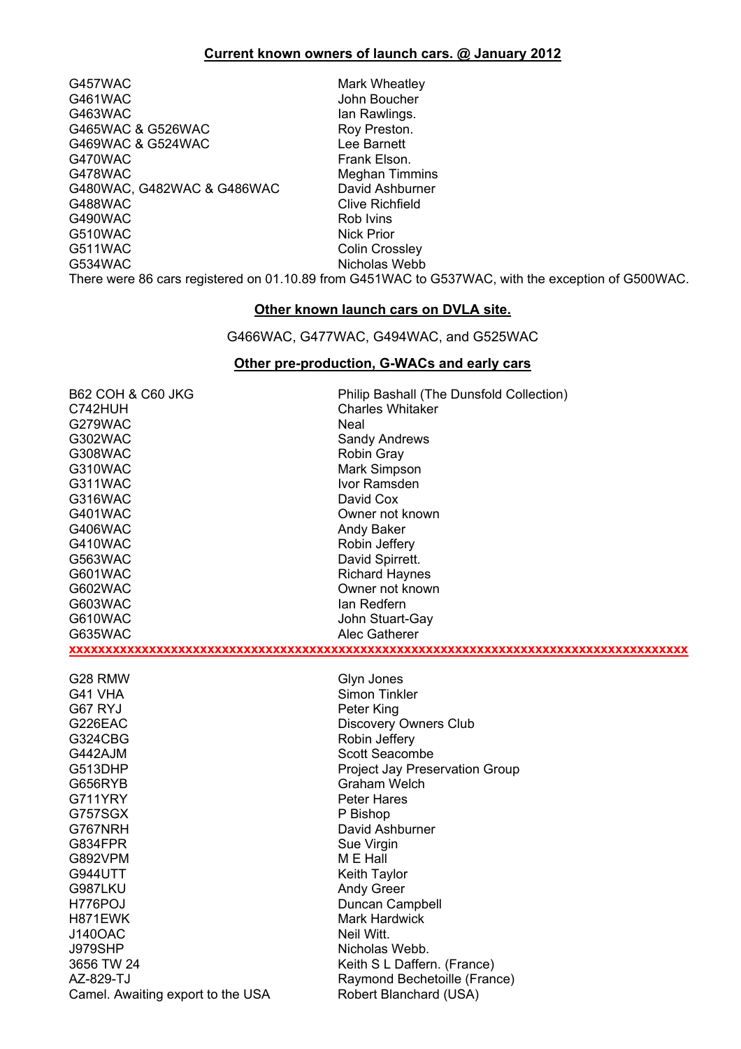## Current known owners of launch cars. @ January 2012

| | |
|---|---|
| G457WAC | Mark Wheatley |
| G461WAC | John Boucher |
| G463WAC | Ian Rawlings. |
| G465WAC & G526WAC | Roy Preston. |
| G469WAC & G524WAC | Lee Barnett |
| G470WAC | Frank Elson. |
| G478WAC | Meghan Timmins |
| G480WAC, G482WAC & G486WAC | David Ashburner |
| G488WAC | Clive Richfield |
| G490WAC | Rob Ivins |
| G510WAC | Nick Prior |
| G511WAC | Colin Crossley |
| G534WAC | Nicholas Webb |

There were 86 cars registered on 01.10.89 from G451WAC to G537WAC, with the exception of G500WAC.

## Other known launch cars on DVLA site.

G466WAC, G477WAC, G494WAC, and G525WAC

## Other pre-production, G-WACs and early cars

| | |
|---|---|
| B62 COH & C60 JKG | Philip Bashall (The Dunsfold Collection) |
| C742HUH | Charles Whitaker |
| G279WAC | Neal |
| G302WAC | Sandy Andrews |
| G308WAC | Robin Gray |
| G310WAC | Mark Simpson |
| G311WAC | Ivor Ramsden |
| G316WAC | David Cox |
| G401WAC | Owner not known |
| G406WAC | Andy Baker |
| G410WAC | Robin Jeffery |
| G563WAC | David Spirrett. |
| G601WAC | Richard Haynes |
| G602WAC | Owner not known |
| G603WAC | Ian Redfern |
| G610WAC | John Stuart-Gay |
| G635WAC | Alec Gatherer |

xxxxxxxxxxxxxxxxxxxxxxxxxxxxxxxxxxxxxxxxxxxxxxxxxxxxxxxxxxxxxxxxxxxxxxxxxxxxxxxxxx

| | |
|---|---|
| G28 RMW | Glyn Jones |
| G41 VHA | Simon Tinkler |
| G67 RYJ | Peter King |
| G226EAC | Discovery Owners Club |
| G324CBG | Robin Jeffery |
| G442AJM | Scott Seacombe |
| G513DHP | Project Jay Preservation Group |
| G656RYB | Graham Welch |
| G711YRY | Peter Hares |
| G757SGX | P Bishop |
| G767NRH | David Ashburner |
| G834FPR | Sue Virgin |
| G892VPM | M E Hall |
| G944UTT | Keith Taylor |
| G987LKU | Andy Greer |
| H776POJ | Duncan Campbell |
| H871EWK | Mark Hardwick |
| J140OAC | Neil Witt. |
| J979SHP | Nicholas Webb. |
| 3656 TW 24 | Keith S L Daffern. (France) |
| AZ-829-TJ | Raymond Bechetoille (France) |
| Camel. Awaiting export to the USA | Robert Blanchard (USA) |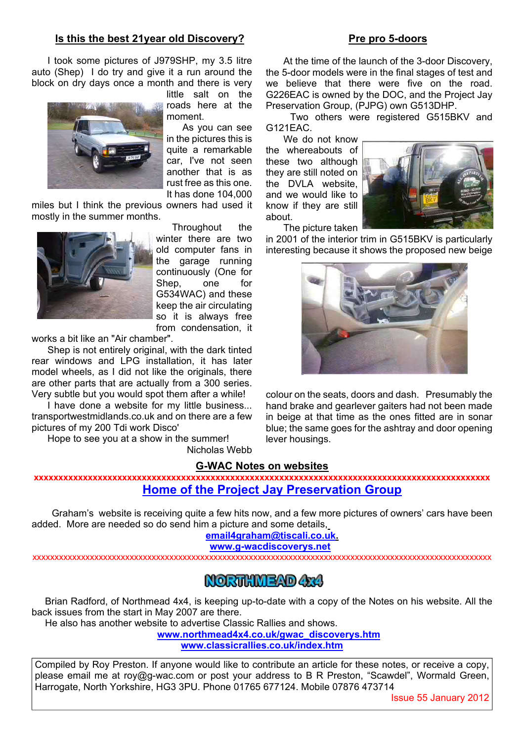## Is this the best 21year old Discovery?

I took some pictures of J979SHP, my 3.5 litre auto (Shep) I do try and give it a run around the block on dry days once a month and there is very little salt on the roads here at the moment.

As you can see in the pictures this is quite a remarkable car, I've not seen another that is as rust free as this one. It has done 104,000 miles but I think the previous owners had used it mostly in the summer months.

Throughout the winter there are two old computer fans in the garage running continuously (One for Shep, one for G534WAC) and these keep the air circulating so it is always free from condensation, it works a bit like an "Air chamber".

Shep is not entirely original, with the dark tinted rear windows and LPG installation, it has later model wheels, as I did not like the originals, there are other parts that are actually from a 300 series. Very subtle but you would spot them after a while!

I have done a website for my little business... transportwestmidlands.co.uk and on there are a few pictures of my 200 Tdi work Disco'

Hope to see you at a show in the summer!

Nicholas Webb

## Pre pro 5-doors

At the time of the launch of the 3-door Discovery, the 5-door models were in the final stages of test and we believe that there were five on the road. G226EAC is owned by the DOC, and the Project Jay Preservation Group, (PJPG) own G513DHP.

Two others were registered G515BKV and G121EAC.

We do not know the whereabouts of these two although they are still noted on the DVLA website, and we would like to know if they are still about.

The picture taken in 2001 of the interior trim in G515BKV is particularly interesting because it shows the proposed new beige colour on the seats, doors and dash. Presumably the hand brake and gearlever gaiters had not been made in beige at that time as the ones fitted are in sonar blue; the same goes for the ashtray and door opening lever housings.

## G-WAC Notes on websites

xxxxxxxxxxxxxxxxxxxxxxxxxxxxxxxxxxxxxxxxxxxxxxxxxxxxxxxxxxxxxxxxxxxxxxxxxxxxxxxxxxxxxxxxxxxxxxxxxxxxxxx

### Home of the Project Jay Preservation Group

Graham's website is receiving quite a few hits now, and a few more pictures of owners' cars have been added. More are needed so do send him a picture and some details,

email4graham@tiscali.co.uk.

www.g-wacdiscoverys.net

xxxxxxxxxxxxxxxxxxxxxxxxxxxxxxxxxxxxxxxxxxxxxxxxxxxxxxxxxxxxxxxxxxxxxxxxxxxxxxxxxxxxxxxxxxxxxxxxxxxxxxx

### NORTHMEAD 4x4

Brian Radford, of Northmead 4x4, is keeping up-to-date with a copy of the Notes on his website. All the back issues from the start in May 2007 are there.

He also has another website to advertise Classic Rallies and shows.

www.northmead4x4.co.uk/gwac_discoverys.htm

www.classicrallies.co.uk/index.htm

Compiled by Roy Preston. If anyone would like to contribute an article for these notes, or receive a copy, please email me at roy@g-wac.com or post your address to B R Preston, "Scawdel", Wormald Green, Harrogate, North Yorkshire, HG3 3PU. Phone 01765 677124. Mobile 07876 473714

Issue 55 January 2012